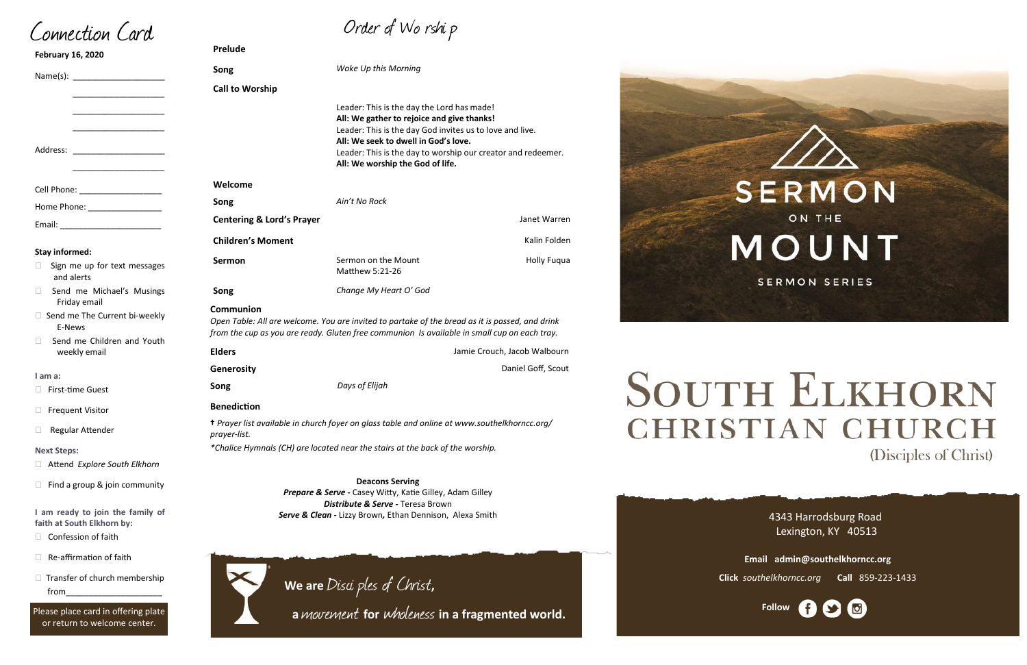# Connection Card

**February 16, 2020**

Name(s): ____________________

____________________

____________________

____________________

Address: ____________________

____________________

Cell Phone: __________________

Home Phone: ________________

Email: ______________________

**Stay informed:**

- ☐ Sign me up for text messages and alerts
- ☐ Send me Michael's Musings Friday email
- ☐ Send me The Current bi-weekly E-News
- ☐ Send me Children and Youth weekly email

**I am a:**

- ☐ First-time Guest
- ☐ Frequent Visitor
- ☐ Regular Attender

**Next Steps:**

- ☐ Attend *Explore South Elkhorn*
- ☐ Find a group & join community

**I am ready to join the family of faith at South Elkhorn by:**

- ☐ Confession of faith
- ☐ Re-affirmation of faith
- ☐ Transfer of church membership from____________________

Please place card in offering plate or return to welcome center.

# Order of Worship

**Prelude**

**Song** — *Woke Up this Morning*

**Call to Worship**

Leader: This is the day the Lord has made!
**All: We gather to rejoice and give thanks!**
Leader: This is the day God invites us to love and live.
**All: We seek to dwell in God's love.**
Leader: This is the day to worship our creator and redeemer.
**All: We worship the God of life.**

**Welcome**

**Song** — *Ain't No Rock*

**Centering & Lord's Prayer** — Janet Warren

**Children's Moment** — Kalin Folden

**Sermon** — Sermon on the Mount, Matthew 5:21-26 — Holly Fuqua

**Song** — *Change My Heart O' God*

**Communion**

*Open Table: All are welcome. You are invited to partake of the bread as it is passed, and drink from the cup as you are ready. Gluten free communion Is available in small cup on each tray.*

**Elders** — Jamie Crouch, Jacob Walbourn

**Generosity** — Daniel Goff, Scout

**Song** — *Days of Elijah*

**Benediction**

† *Prayer list available in church foyer on glass table and online at www.southelkhorncc.org/prayer-list.*

*\*Chalice Hymnals (CH) are located near the stairs at the back of the worship.*

**Deacons Serving**
***Prepare & Serve*** **-** Casey Witty, Katie Gilley, Adam Gilley
***Distribute & Serve*** **-** Teresa Brown
***Serve & Clean*** **-** Lizzy Brown**,** Ethan Dennison, Alexa Smith

**We are** *Disciples of Christ*,
**a** *movement* **for** *wholeness* **in a fragmented world.**

SERMON ON THE MOUNT
SERMON SERIES

# South Elkhorn Christian Church
(Disciples of Christ)

4343 Harrodsburg Road
Lexington, KY 40513

**Email admin@southelkhorncc.org**

**Click** *southelkhorncc.org* **Call** 859-223-1433

**Follow**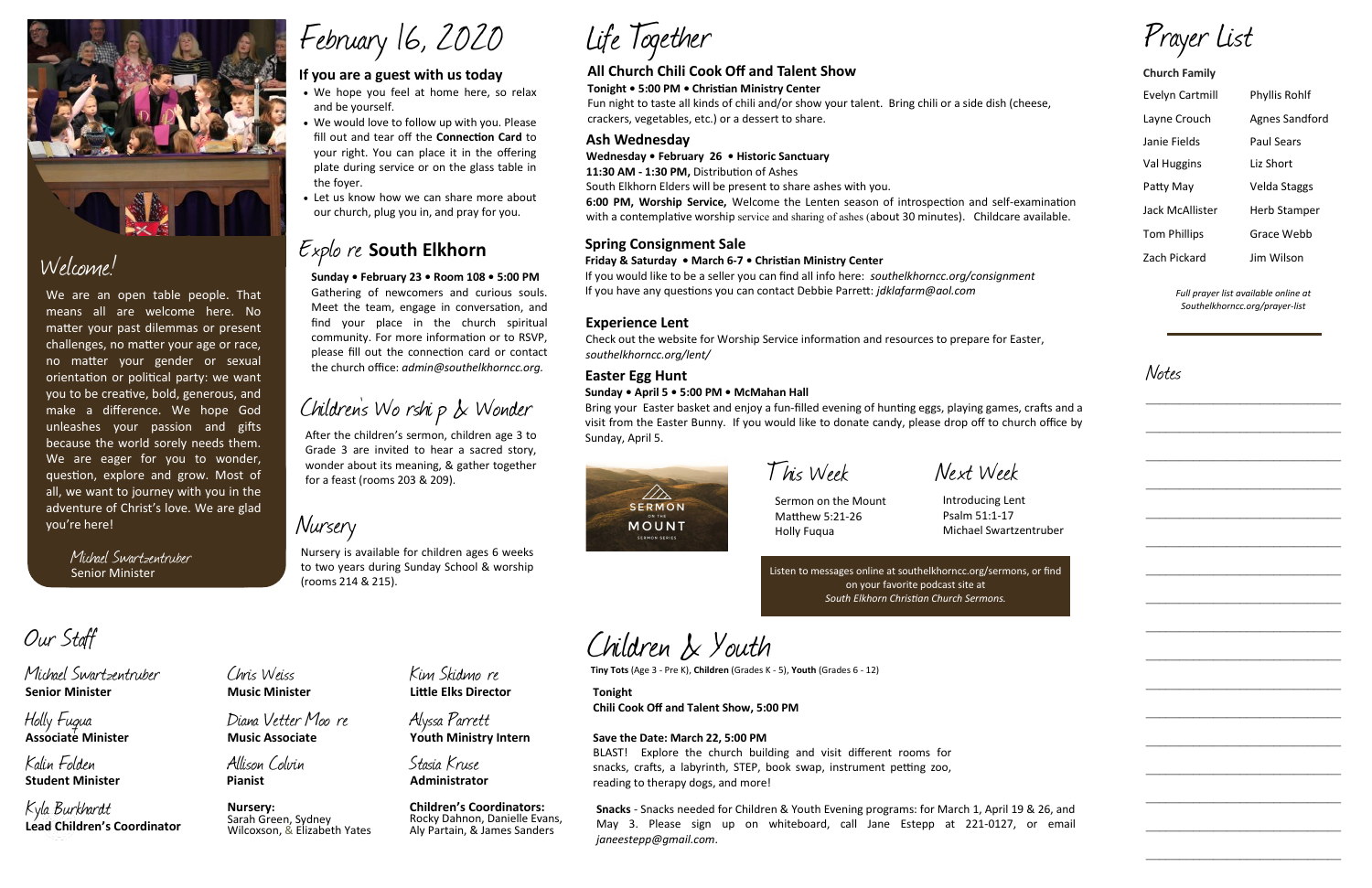## Welcome!

We are an open table people. That means all are welcome here. No matter your past dilemmas or present challenges, no matter your age or race, no matter your gender or sexual orientation or political party: we want you to be creative, bold, generous, and make a difference. We hope God unleashes your passion and gifts because the world sorely needs them. We are eager for you to wonder, question, explore and grow. Most of all, we want to journey with you in the adventure of Christ's love. We are glad you're here!

Michael Swartzentruber
Senior Minister

# February 16, 2020

### If you are a guest with us today

- We hope you feel at home here, so relax and be yourself.
- We would love to follow up with you. Please fill out and tear off the **Connection Card** to your right. You can place it in the offering plate during service or on the glass table in the foyer.
- Let us know how we can share more about our church, plug you in, and pray for you.

## Explore South Elkhorn

**Sunday • February 23 • Room 108 • 5:00 PM**
Gathering of newcomers and curious souls. Meet the team, engage in conversation, and find your place in the church spiritual community. For more information or to RSVP, please fill out the connection card or contact the church office: *admin@southelkhorncc.org.*

## Children's Worship & Wonder

After the children's sermon, children age 3 to Grade 3 are invited to hear a sacred story, wonder about its meaning, & gather together for a feast (rooms 203 & 209).

## Nursery

Nursery is available for children ages 6 weeks to two years during Sunday School & worship (rooms 214 & 215).

## Life Together

### All Church Chili Cook Off and Talent Show

**Tonight • 5:00 PM • Christian Ministry Center**
Fun night to taste all kinds of chili and/or show your talent. Bring chili or a side dish (cheese, crackers, vegetables, etc.) or a dessert to share.

### Ash Wednesday

**Wednesday • February 26 • Historic Sanctuary**
**11:30 AM - 1:30 PM,** Distribution of Ashes
South Elkhorn Elders will be present to share ashes with you.
**6:00 PM, Worship Service,** Welcome the Lenten season of introspection and self-examination with a contemplative worship service and sharing of ashes (about 30 minutes). Childcare available.

### Spring Consignment Sale

**Friday & Saturday • March 6-7 • Christian Ministry Center**
If you would like to be a seller you can find all info here: *southelkhorncc.org/consignment*
If you have any questions you can contact Debbie Parrett: *jdklafarm@aol.com*

### Experience Lent

Check out the website for Worship Service information and resources to prepare for Easter, *southelkhorncc.org/lent/*

### Easter Egg Hunt

**Sunday • April 5 • 5:00 PM • McMahan Hall**
Bring your Easter basket and enjoy a fun-filled evening of hunting eggs, playing games, crafts and a visit from the Easter Bunny. If you would like to donate candy, please drop off to church office by Sunday, April 5.

SERMON ON THE MOUNT
SERMON SERIES

### This Week

Sermon on the Mount
Matthew 5:21-26
Holly Fuqua

### Next Week

Introducing Lent
Psalm 51:1-17
Michael Swartzentruber

Listen to messages online at southelkhorncc.org/sermons, or find on your favorite podcast site at *South Elkhorn Christian Church Sermons.*

## Children & Youth

**Tiny Tots** (Age 3 - Pre K), **Children** (Grades K - 5), **Youth** (Grades 6 - 12)

**Tonight**
**Chili Cook Off and Talent Show, 5:00 PM**

**Save the Date: March 22, 5:00 PM**
BLAST! Explore the church building and visit different rooms for snacks, crafts, a labyrinth, STEP, book swap, instrument petting zoo, reading to therapy dogs, and more!

**Snacks** - Snacks needed for Children & Youth Evening programs: for March 1, April 19 & 26, and May 3. Please sign up on whiteboard, call Jane Estepp at 221-0127, or email *janeestepp@gmail.com*.

## Our Staff

Michael Swartzentruber
**Senior Minister**

Holly Fuqua
**Associate Minister**

Kalin Folden
**Student Minister**

Kyla Burkhardt
**Lead Children's Coordinator**

Chris Weiss
**Music Minister**

Diana Vetter Moore
**Music Associate**

Allison Colvin
**Pianist**

**Nursery:**
Sarah Green, Sydney Wilcoxson, & Elizabeth Yates

Kim Skidmore
**Little Elks Director**

Alyssa Parrett
**Youth Ministry Intern**

Stasia Kruse
**Administrator**

**Children's Coordinators:**
Rocky Dahnon, Danielle Evans, Aly Partain, & James Sanders

## Prayer List

**Church Family**

| | |
|---|---|
| Evelyn Cartmill | Phyllis Rohlf |
| Layne Crouch | Agnes Sandford |
| Janie Fields | Paul Sears |
| Val Huggins | Liz Short |
| Patty May | Velda Staggs |
| Jack McAllister | Herb Stamper |
| Tom Phillips | Grace Webb |
| Zach Pickard | Jim Wilson |

*Full prayer list available online at Southelkhorncc.org/prayer-list*

## Notes